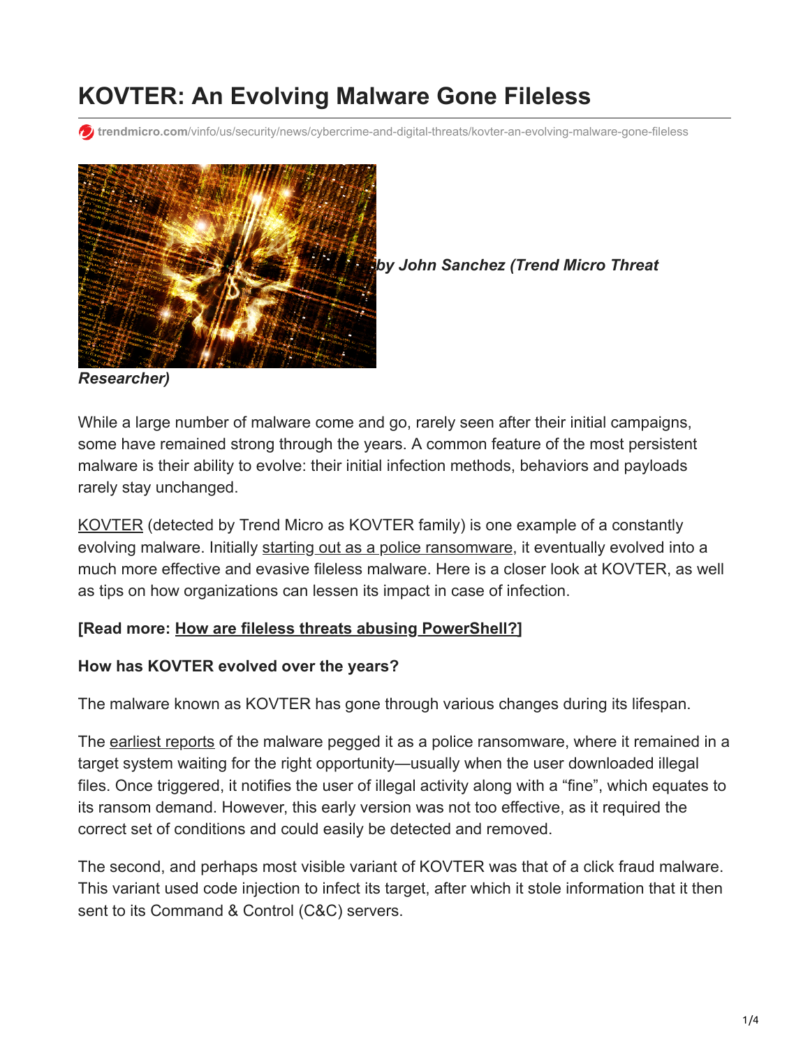# KOVTER: An Evolving Malware Gone Fileless

trendmicro.com/vinfo/us/security/news/cybercrime-and-digital-threats/kovter-an-evolving-malware-gone-fileless

***by John Sanchez (Trend Micro Threat Researcher)***

While a large number of malware come and go, rarely seen after their initial campaigns, some have remained strong through the years. A common feature of the most persistent malware is their ability to evolve: their initial infection methods, behaviors and payloads rarely stay unchanged.

KOVTER (detected by Trend Micro as KOVTER family) is one example of a constantly evolving malware. Initially starting out as a police ransomware, it eventually evolved into a much more effective and evasive fileless malware. Here is a closer look at KOVTER, as well as tips on how organizations can lessen its impact in case of infection.

**[Read more: How are fileless threats abusing PowerShell?]**

**How has KOVTER evolved over the years?**

The malware known as KOVTER has gone through various changes during its lifespan.

The earliest reports of the malware pegged it as a police ransomware, where it remained in a target system waiting for the right opportunity—usually when the user downloaded illegal files. Once triggered, it notifies the user of illegal activity along with a "fine", which equates to its ransom demand. However, this early version was not too effective, as it required the correct set of conditions and could easily be detected and removed.

The second, and perhaps most visible variant of KOVTER was that of a click fraud malware. This variant used code injection to infect its target, after which it stole information that it then sent to its Command & Control (C&C) servers.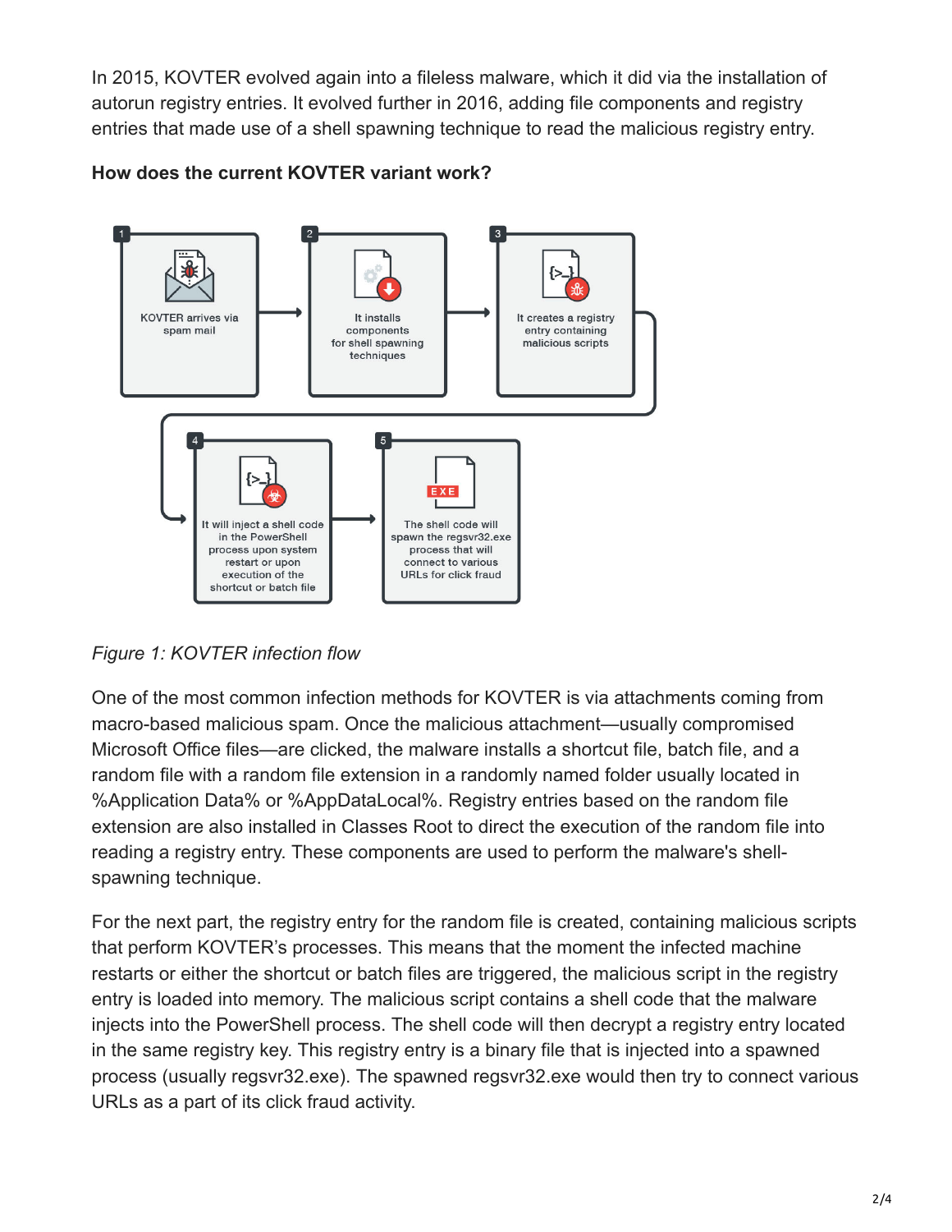In 2015, KOVTER evolved again into a fileless malware, which it did via the installation of autorun registry entries. It evolved further in 2016, adding file components and registry entries that made use of a shell spawning technique to read the malicious registry entry.

**How does the current KOVTER variant work?**

1. KOVTER arrives via spam mail
2. It installs components for shell spawning techniques
3. It creates a registry entry containing malicious scripts
4. It will inject a shell code in the PowerShell process upon restart or upon execution of the shortcut or batch file
5. The shell code will spawn the regsvr32.exe process that will connect to various URLs for click fraud

*Figure 1: KOVTER infection flow*

One of the most common infection methods for KOVTER is via attachments coming from macro-based malicious spam. Once the malicious attachment—usually compromised Microsoft Office files—are clicked, the malware installs a shortcut file, batch file, and a random file with a random file extension in a randomly named folder usually located in %Application Data% or %AppDataLocal%. Registry entries based on the random file extension are also installed in Classes Root to direct the execution of the random file into reading a registry entry. These components are used to perform the malware's shell-spawning technique.

For the next part, the registry entry for the random file is created, containing malicious scripts that perform KOVTER's processes. This means that the moment the infected machine restarts or either the shortcut or batch files are triggered, the malicious script in the registry entry is loaded into memory. The malicious script contains a shell code that the malware injects into the PowerShell process. The shell code will then decrypt a registry entry located in the same registry key. This registry entry is a binary file that is injected into a spawned process (usually regsvr32.exe). The spawned regsvr32.exe would then try to connect various URLs as a part of its click fraud activity.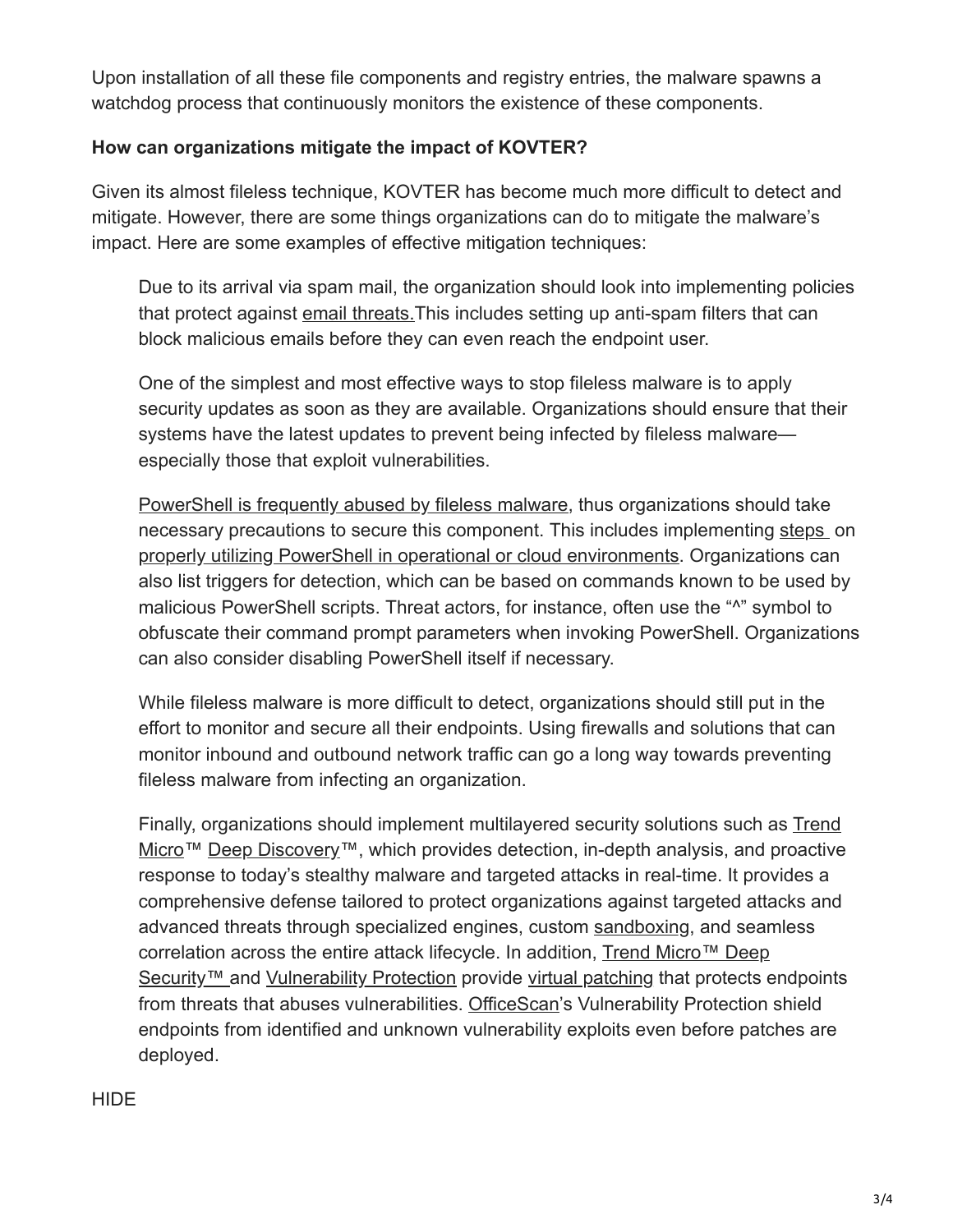Upon installation of all these file components and registry entries, the malware spawns a watchdog process that continuously monitors the existence of these components.

**How can organizations mitigate the impact of KOVTER?**

Given its almost fileless technique, KOVTER has become much more difficult to detect and mitigate. However, there are some things organizations can do to mitigate the malware's impact. Here are some examples of effective mitigation techniques:

> Due to its arrival via spam mail, the organization should look into implementing policies that protect against email threats.This includes setting up anti-spam filters that can block malicious emails before they can even reach the endpoint user.
>
> One of the simplest and most effective ways to stop fileless malware is to apply security updates as soon as they are available. Organizations should ensure that their systems have the latest updates to prevent being infected by fileless malware—especially those that exploit vulnerabilities.
>
> PowerShell is frequently abused by fileless malware, thus organizations should take necessary precautions to secure this component. This includes implementing steps on properly utilizing PowerShell in operational or cloud environments. Organizations can also list triggers for detection, which can be based on commands known to be used by malicious PowerShell scripts. Threat actors, for instance, often use the "^" symbol to obfuscate their command prompt parameters when invoking PowerShell. Organizations can also consider disabling PowerShell itself if necessary.
>
> While fileless malware is more difficult to detect, organizations should still put in the effort to monitor and secure all their endpoints. Using firewalls and solutions that can monitor inbound and outbound network traffic can go a long way towards preventing fileless malware from infecting an organization.
>
> Finally, organizations should implement multilayered security solutions such as Trend Micro™ Deep Discovery™, which provides detection, in-depth analysis, and proactive response to today's stealthy malware and targeted attacks in real-time. It provides a comprehensive defense tailored to protect organizations against targeted attacks and advanced threats through specialized engines, custom sandboxing, and seamless correlation across the entire attack lifecycle. In addition, Trend Micro™ Deep Security™ and Vulnerability Protection provide virtual patching that protects endpoints from threats that abuses vulnerabilities. OfficeScan's Vulnerability Protection shield endpoints from identified and unknown vulnerability exploits even before patches are deployed.

HIDE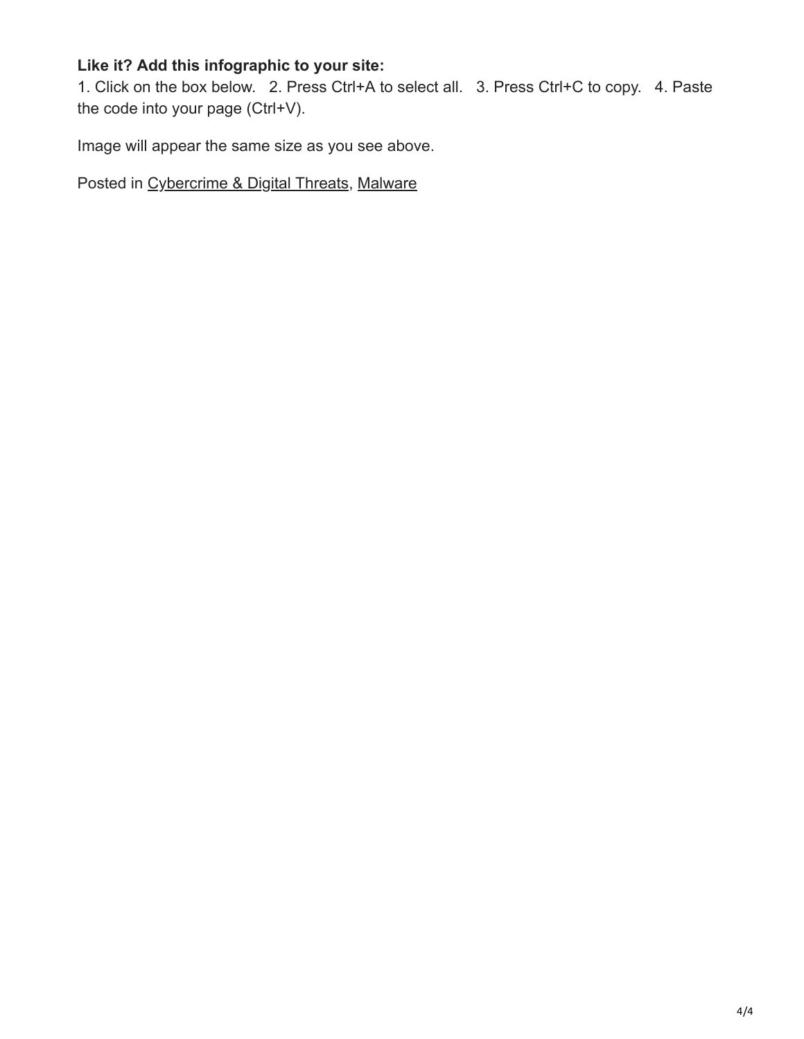**Like it? Add this infographic to your site:**

1. Click on the box below. 2. Press Ctrl+A to select all. 3. Press Ctrl+C to copy. 4. Paste the code into your page (Ctrl+V).

Image will appear the same size as you see above.

Posted in Cybercrime & Digital Threats, Malware